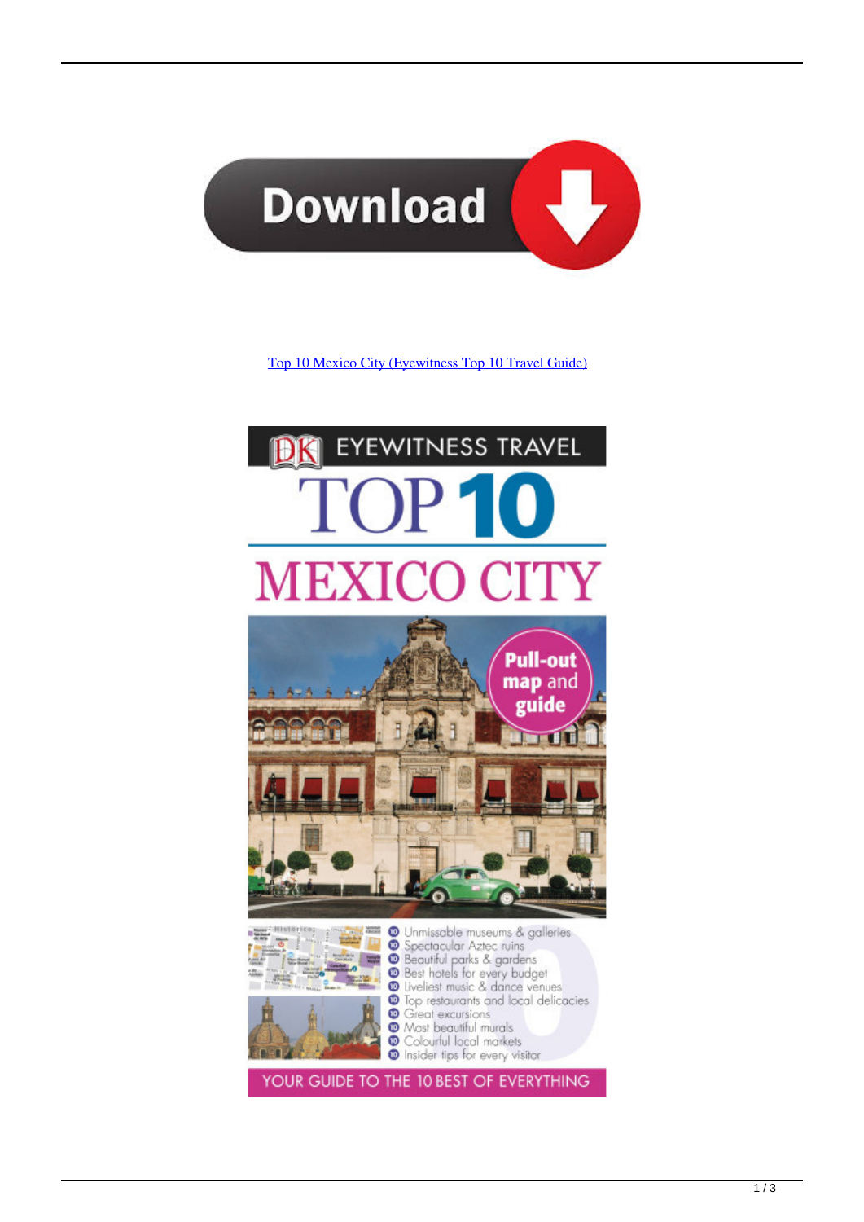Download

[Top 10 Mexico City (Eyewitness Top 10 Travel Guide)]()

DK EYEWITNESS TRAVEL

TOP 10

MEXICO CITY

Pull-out map and guide

- Unmissable museums & galleries
- Spectacular Aztec ruins
- Beautiful parks & gardens
- Best hotels for every budget
- Liveliest music & dance venues
- Top restaurants and local delicacies
- Great excursions
- Most beautiful murals
- Colourful local markets
- Insider tips for every visitor

YOUR GUIDE TO THE 10 BEST OF EVERYTHING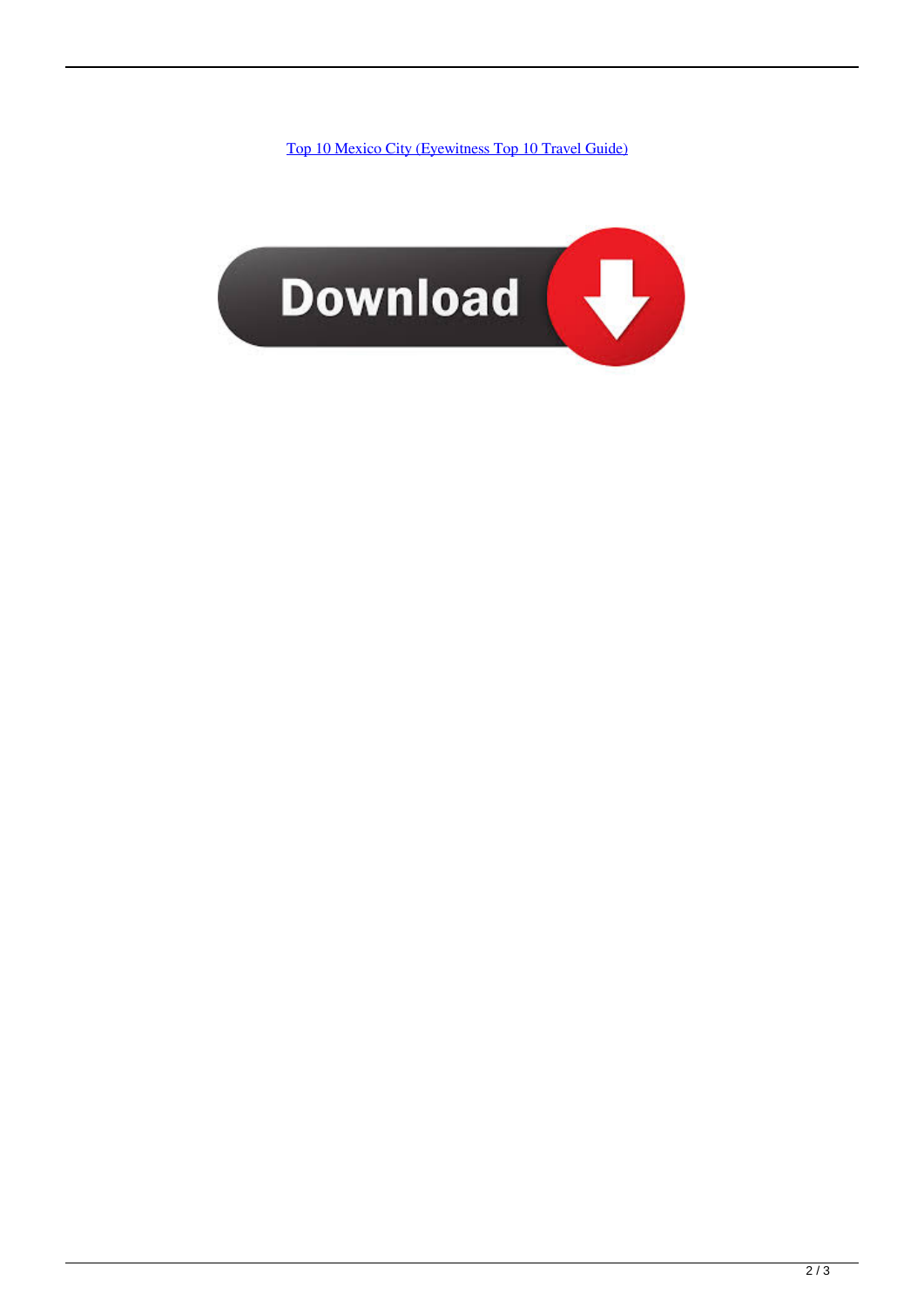[Top 10 Mexico City (Eyewitness Top 10 Travel Guide)]()

Download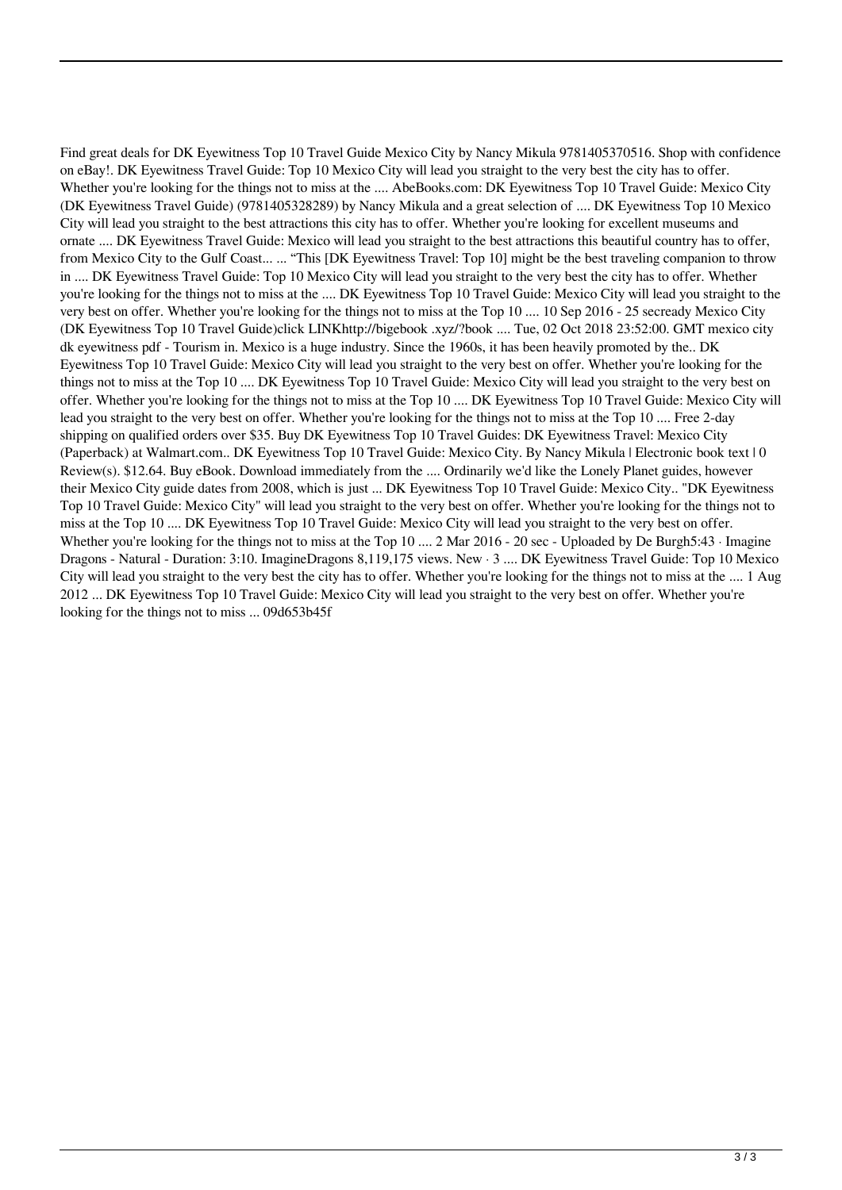Find great deals for DK Eyewitness Top 10 Travel Guide Mexico City by Nancy Mikula 9781405370516. Shop with confidence on eBay!. DK Eyewitness Travel Guide: Top 10 Mexico City will lead you straight to the very best the city has to offer. Whether you're looking for the things not to miss at the .... AbeBooks.com: DK Eyewitness Top 10 Travel Guide: Mexico City (DK Eyewitness Travel Guide) (9781405328289) by Nancy Mikula and a great selection of .... DK Eyewitness Top 10 Mexico City will lead you straight to the best attractions this city has to offer. Whether you're looking for excellent museums and ornate .... DK Eyewitness Travel Guide: Mexico will lead you straight to the best attractions this beautiful country has to offer, from Mexico City to the Gulf Coast... ... “This [DK Eyewitness Travel: Top 10] might be the best traveling companion to throw in .... DK Eyewitness Travel Guide: Top 10 Mexico City will lead you straight to the very best the city has to offer. Whether you're looking for the things not to miss at the .... DK Eyewitness Top 10 Travel Guide: Mexico City will lead you straight to the very best on offer. Whether you're looking for the things not to miss at the Top 10 .... 10 Sep 2016 - 25 secready Mexico City (DK Eyewitness Top 10 Travel Guide)click LINKhttp://bigebook .xyz/?book .... Tue, 02 Oct 2018 23:52:00. GMT mexico city dk eyewitness pdf - Tourism in. Mexico is a huge industry. Since the 1960s, it has been heavily promoted by the.. DK Eyewitness Top 10 Travel Guide: Mexico City will lead you straight to the very best on offer. Whether you're looking for the things not to miss at the Top 10 .... DK Eyewitness Top 10 Travel Guide: Mexico City will lead you straight to the very best on offer. Whether you're looking for the things not to miss at the Top 10 .... DK Eyewitness Top 10 Travel Guide: Mexico City will lead you straight to the very best on offer. Whether you're looking for the things not to miss at the Top 10 .... Free 2-day shipping on qualified orders over $35. Buy DK Eyewitness Top 10 Travel Guides: DK Eyewitness Travel: Mexico City (Paperback) at Walmart.com.. DK Eyewitness Top 10 Travel Guide: Mexico City. By Nancy Mikula | Electronic book text | 0 Review(s). $12.64. Buy eBook. Download immediately from the .... Ordinarily we'd like the Lonely Planet guides, however their Mexico City guide dates from 2008, which is just ... DK Eyewitness Top 10 Travel Guide: Mexico City.. "DK Eyewitness Top 10 Travel Guide: Mexico City" will lead you straight to the very best on offer. Whether you're looking for the things not to miss at the Top 10 .... DK Eyewitness Top 10 Travel Guide: Mexico City will lead you straight to the very best on offer. Whether you're looking for the things not to miss at the Top 10 .... 2 Mar 2016 - 20 sec - Uploaded by De Burgh5:43 · Imagine Dragons - Natural - Duration: 3:10. ImagineDragons 8,119,175 views. New · 3 .... DK Eyewitness Travel Guide: Top 10 Mexico City will lead you straight to the very best the city has to offer. Whether you're looking for the things not to miss at the .... 1 Aug 2012 ... DK Eyewitness Top 10 Travel Guide: Mexico City will lead you straight to the very best on offer. Whether you're looking for the things not to miss ... 09d653b45f